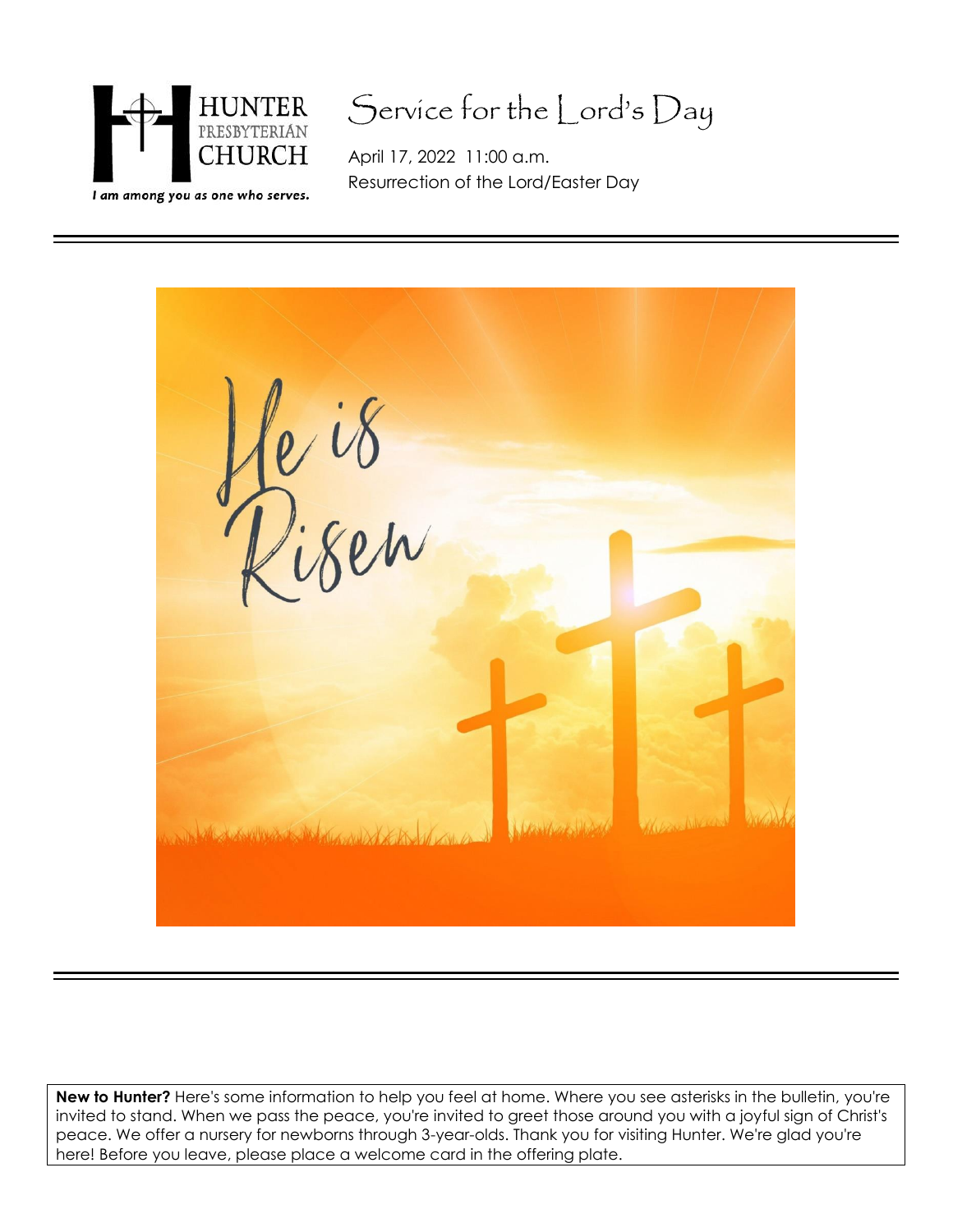HUNTER PRESBYTERIAN CHURCH

*I am among you as one who serves.*

# Service for the Lord's Day

April 17, 2022 11:00 a.m.
Resurrection of the Lord/Easter Day

He is Risen

**New to Hunter?** Here's some information to help you feel at home. Where you see asterisks in the bulletin, you're invited to stand. When we pass the peace, you're invited to greet those around you with a joyful sign of Christ's peace. We offer a nursery for newborns through 3-year-olds. Thank you for visiting Hunter. We're glad you're here! Before you leave, please place a welcome card in the offering plate.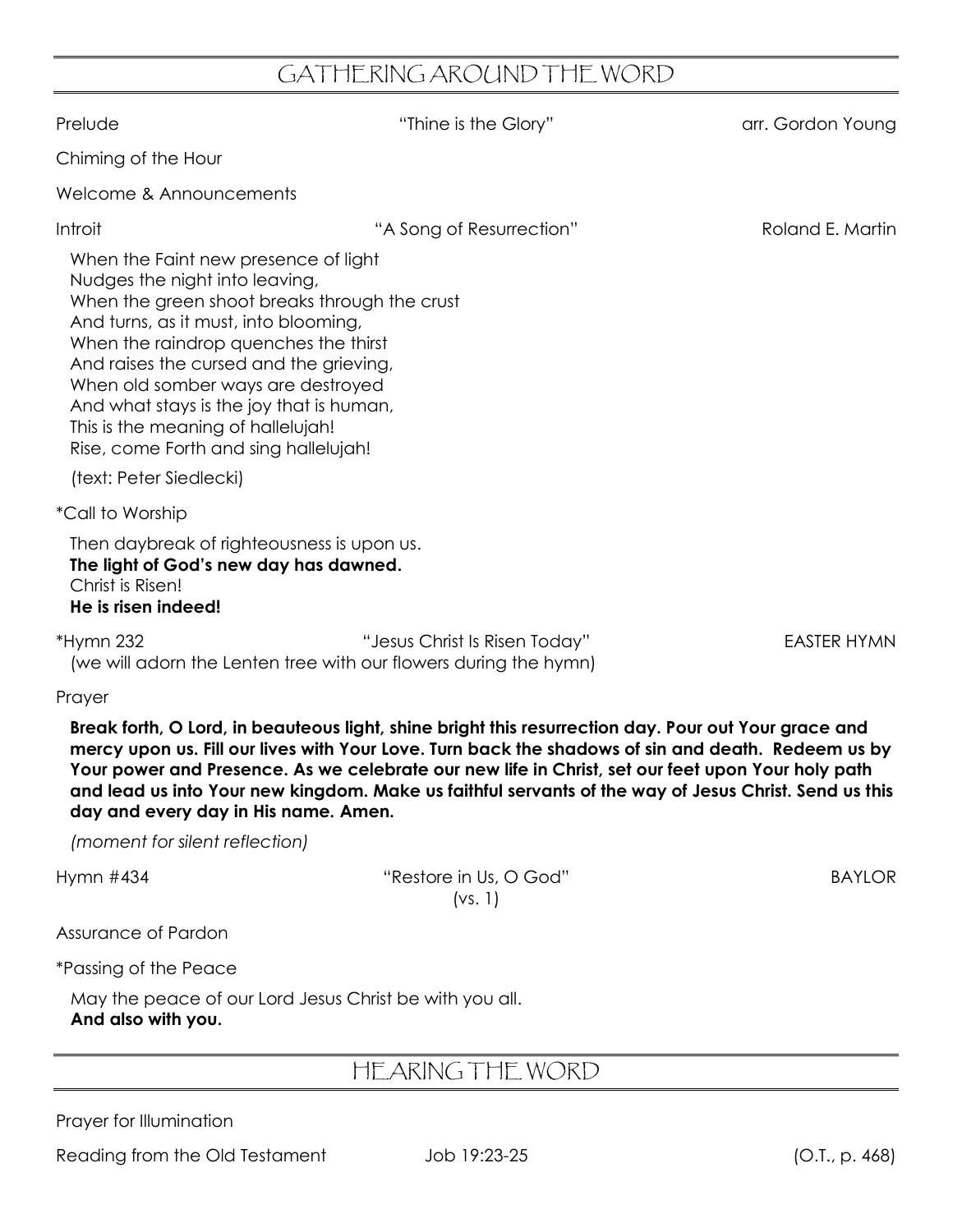## GATHERING AROUND THE WORD

Prelude "Thine is the Glory" arr. Gordon Young

Chiming of the Hour

Welcome & Announcements

Introit "A Song of Resurrection" Roland E. Martin

When the Faint new presence of light
Nudges the night into leaving,
When the green shoot breaks through the crust
And turns, as it must, into blooming,
When the raindrop quenches the thirst
And raises the cursed and the grieving,
When old somber ways are destroyed
And what stays is the joy that is human,
This is the meaning of hallelujah!
Rise, come Forth and sing hallelujah!

(text: Peter Siedlecki)

*Call to Worship

Then daybreak of righteousness is upon us.
**The light of God's new day has dawned.**
Christ is Risen!
**He is risen indeed!**

*Hymn 232 "Jesus Christ Is Risen Today" EASTER HYMN
(we will adorn the Lenten tree with our flowers during the hymn)

Prayer

**Break forth, O Lord, in beauteous light, shine bright this resurrection day. Pour out Your grace and mercy upon us. Fill our lives with Your Love. Turn back the shadows of sin and death. Redeem us by Your power and Presence. As we celebrate our new life in Christ, set our feet upon Your holy path and lead us into Your new kingdom. Make us faithful servants of the way of Jesus Christ. Send us this day and every day in His name. Amen.**

*(moment for silent reflection)*

Hymn #434 "Restore in Us, O God" (vs. 1) BAYLOR

Assurance of Pardon

*Passing of the Peace

May the peace of our Lord Jesus Christ be with you all.
**And also with you.**

## HEARING THE WORD

Prayer for Illumination

Reading from the Old Testament Job 19:23-25 (O.T., p. 468)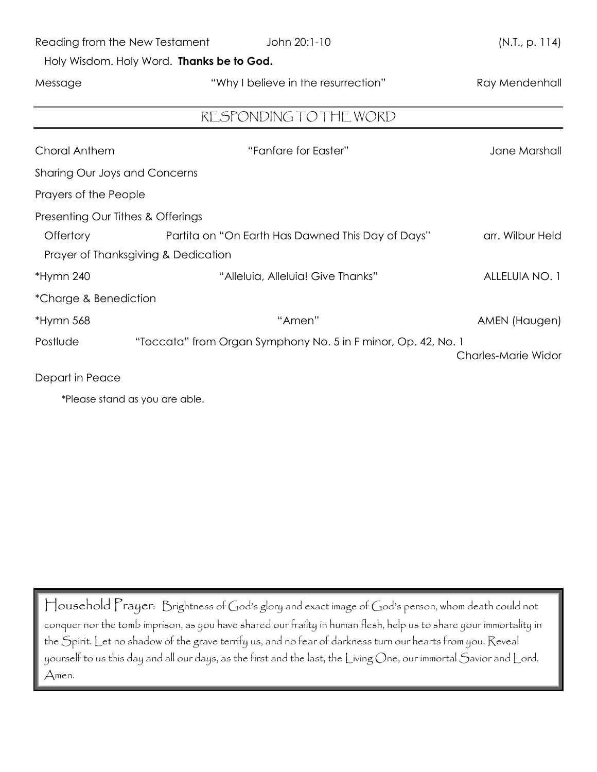Reading from the New Testament John 20:1-10 (N.T., p. 114)

Holy Wisdom. Holy Word. **Thanks be to God.**

Message "Why I believe in the resurrection" Ray Mendenhall

## RESPONDING TO THE WORD

Choral Anthem "Fanfare for Easter" Jane Marshall

Sharing Our Joys and Concerns

Prayers of the People

Presenting Our Tithes & Offerings

Offertory Partita on "On Earth Has Dawned This Day of Days" arr. Wilbur Held

Prayer of Thanksgiving & Dedication

*Hymn 240 "Alleluia, Alleluia! Give Thanks" ALLELUIA NO. 1

*Charge & Benediction

*Hymn 568 "Amen" AMEN (Haugen)

Postlude "Toccata" from Organ Symphony No. 5 in F minor, Op. 42, No. 1 Charles-Marie Widor

Depart in Peace

*Please stand as you are able.

Household Prayer: Brightness of God's glory and exact image of God's person, whom death could not conquer nor the tomb imprison, as you have shared our frailty in human flesh, help us to share your immortality in the Spirit. Let no shadow of the grave terrify us, and no fear of darkness turn our hearts from you. Reveal yourself to us this day and all our days, as the first and the last, the Living One, our immortal Savior and Lord. Amen.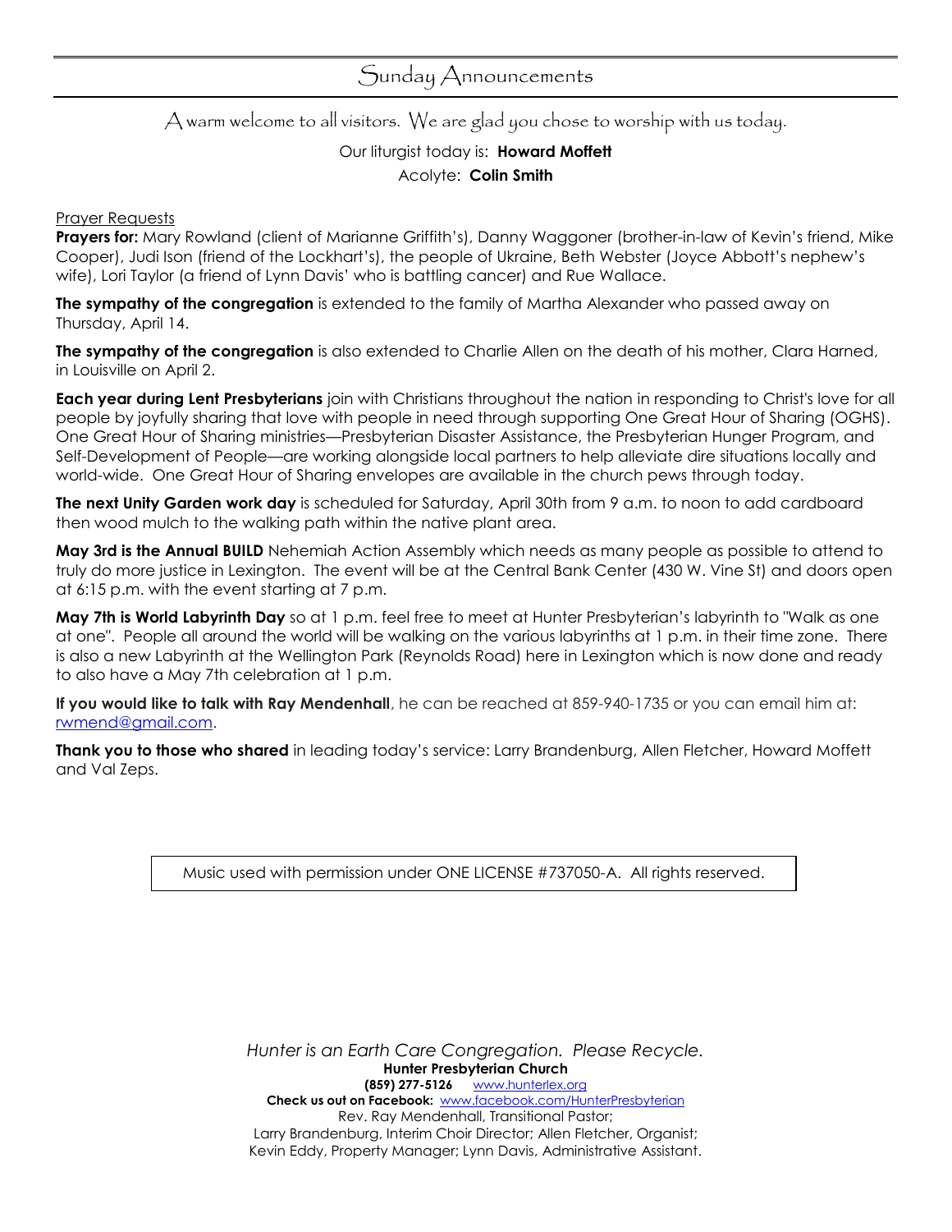# Sunday Announcements

A warm welcome to all visitors. We are glad you chose to worship with us today.

Our liturgist today is: **Howard Moffett**

Acolyte: **Colin Smith**

Prayer Requests

**Prayers for:** Mary Rowland (client of Marianne Griffith's), Danny Waggoner (brother-in-law of Kevin's friend, Mike Cooper), Judi Ison (friend of the Lockhart's), the people of Ukraine, Beth Webster (Joyce Abbott's nephew's wife), Lori Taylor (a friend of Lynn Davis' who is battling cancer) and Rue Wallace.

**The sympathy of the congregation** is extended to the family of Martha Alexander who passed away on Thursday, April 14.

**The sympathy of the congregation** is also extended to Charlie Allen on the death of his mother, Clara Harned, in Louisville on April 2.

**Each year during Lent Presbyterians** join with Christians throughout the nation in responding to Christ's love for all people by joyfully sharing that love with people in need through supporting One Great Hour of Sharing (OGHS). One Great Hour of Sharing ministries—Presbyterian Disaster Assistance, the Presbyterian Hunger Program, and Self-Development of People—are working alongside local partners to help alleviate dire situations locally and world-wide. One Great Hour of Sharing envelopes are available in the church pews through today.

**The next Unity Garden work day** is scheduled for Saturday, April 30th from 9 a.m. to noon to add cardboard then wood mulch to the walking path within the native plant area.

**May 3rd is the Annual BUILD** Nehemiah Action Assembly which needs as many people as possible to attend to truly do more justice in Lexington. The event will be at the Central Bank Center (430 W. Vine St) and doors open at 6:15 p.m. with the event starting at 7 p.m.

**May 7th is World Labyrinth Day** so at 1 p.m. feel free to meet at Hunter Presbyterian's labyrinth to "Walk as one at one". People all around the world will be walking on the various labyrinths at 1 p.m. in their time zone. There is also a new Labyrinth at the Wellington Park (Reynolds Road) here in Lexington which is now done and ready to also have a May 7th celebration at 1 p.m.

**If you would like to talk with Ray Mendenhall**, he can be reached at 859-940-1735 or you can email him at: rwmend@gmail.com.

**Thank you to those who shared** in leading today's service: Larry Brandenburg, Allen Fletcher, Howard Moffett and Val Zeps.

Music used with permission under ONE LICENSE #737050-A. All rights reserved.

*Hunter is an Earth Care Congregation. Please Recycle.*

**Hunter Presbyterian Church**

**(859) 277-5126** www.hunterlex.org

**Check us out on Facebook:** www.facebook.com/HunterPresbyterian

Rev. Ray Mendenhall, Transitional Pastor;

Larry Brandenburg, Interim Choir Director; Allen Fletcher, Organist;

Kevin Eddy, Property Manager; Lynn Davis, Administrative Assistant.